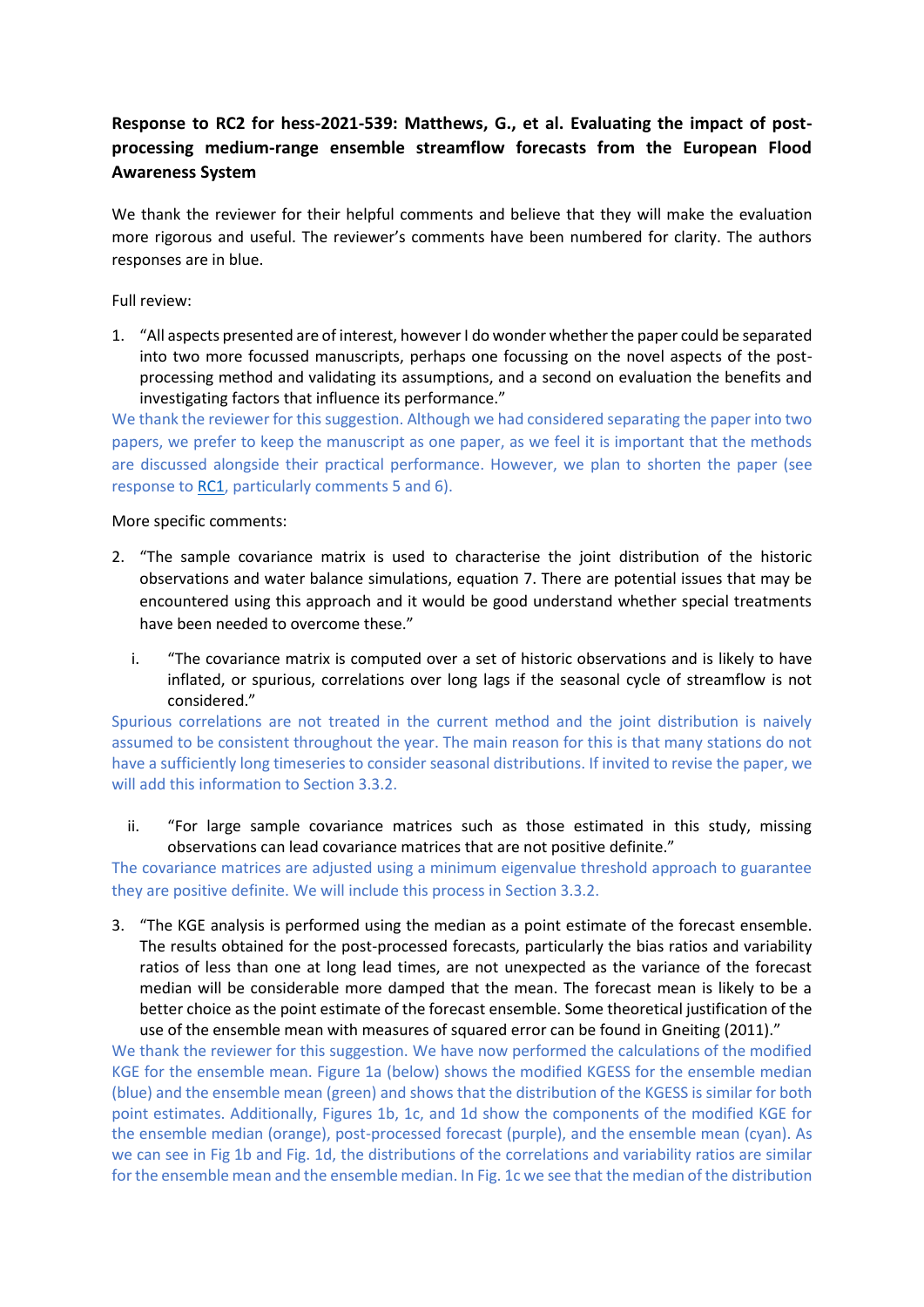**Response to RC2 for hess-2021-539: Matthews, G., et al. Evaluating the impact of post-processing medium-range ensemble streamflow forecasts from the European Flood Awareness System**

We thank the reviewer for their helpful comments and believe that they will make the evaluation more rigorous and useful. The reviewer's comments have been numbered for clarity. The authors responses are in blue.

Full review:

1. "All aspects presented are of interest, however I do wonder whether the paper could be separated into two more focussed manuscripts, perhaps one focussing on the novel aspects of the post-processing method and validating its assumptions, and a second on evaluation the benefits and investigating factors that influence its performance."

We thank the reviewer for this suggestion. Although we had considered separating the paper into two papers, we prefer to keep the manuscript as one paper, as we feel it is important that the methods are discussed alongside their practical performance. However, we plan to shorten the paper (see response to RC1, particularly comments 5 and 6).

More specific comments:

2. "The sample covariance matrix is used to characterise the joint distribution of the historic observations and water balance simulations, equation 7. There are potential issues that may be encountered using this approach and it would be good understand whether special treatments have been needed to overcome these."

   i. "The covariance matrix is computed over a set of historic observations and is likely to have inflated, or spurious, correlations over long lags if the seasonal cycle of streamflow is not considered."

   Spurious correlations are not treated in the current method and the joint distribution is naively assumed to be consistent throughout the year. The main reason for this is that many stations do not have a sufficiently long timeseries to consider seasonal distributions. If invited to revise the paper, we will add this information to Section 3.3.2.

   ii. "For large sample covariance matrices such as those estimated in this study, missing observations can lead covariance matrices that are not positive definite."

   The covariance matrices are adjusted using a minimum eigenvalue threshold approach to guarantee they are positive definite. We will include this process in Section 3.3.2.

3. "The KGE analysis is performed using the median as a point estimate of the forecast ensemble. The results obtained for the post-processed forecasts, particularly the bias ratios and variability ratios of less than one at long lead times, are not unexpected as the variance of the forecast median will be considerable more damped that the mean. The forecast mean is likely to be a better choice as the point estimate of the forecast ensemble. Some theoretical justification of the use of the ensemble mean with measures of squared error can be found in Gneiting (2011)."

We thank the reviewer for this suggestion. We have now performed the calculations of the modified KGE for the ensemble mean. Figure 1a (below) shows the modified KGESS for the ensemble median (blue) and the ensemble mean (green) and shows that the distribution of the KGESS is similar for both point estimates. Additionally, Figures 1b, 1c, and 1d show the components of the modified KGE for the ensemble median (orange), post-processed forecast (purple), and the ensemble mean (cyan). As we can see in Fig 1b and Fig. 1d, the distributions of the correlations and variability ratios are similar for the ensemble mean and the ensemble median. In Fig. 1c we see that the median of the distribution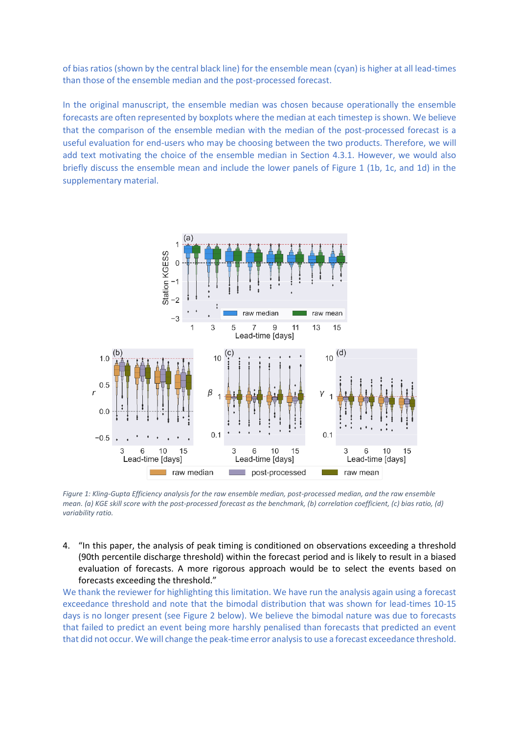of bias ratios (shown by the central black line) for the ensemble mean (cyan) is higher at all lead-times than those of the ensemble median and the post-processed forecast.

In the original manuscript, the ensemble median was chosen because operationally the ensemble forecasts are often represented by boxplots where the median at each timestep is shown. We believe that the comparison of the ensemble median with the median of the post-processed forecast is a useful evaluation for end-users who may be choosing between the two products. Therefore, we will add text motivating the choice of the ensemble median in Section 4.3.1. However, we would also briefly discuss the ensemble mean and include the lower panels of Figure 1 (1b, 1c, and 1d) in the supplementary material.

*Figure 1: Kling-Gupta Efficiency analysis for the raw ensemble median, post-processed median, and the raw ensemble mean. (a) KGE skill score with the post-processed forecast as the benchmark, (b) correlation coefficient, (c) bias ratio, (d) variability ratio.*

4. "In this paper, the analysis of peak timing is conditioned on observations exceeding a threshold (90th percentile discharge threshold) within the forecast period and is likely to result in a biased evaluation of forecasts. A more rigorous approach would be to select the events based on forecasts exceeding the threshold."

We thank the reviewer for highlighting this limitation. We have run the analysis again using a forecast exceedance threshold and note that the bimodal distribution that was shown for lead-times 10-15 days is no longer present (see Figure 2 below). We believe the bimodal nature was due to forecasts that failed to predict an event being more harshly penalised than forecasts that predicted an event that did not occur. We will change the peak-time error analysis to use a forecast exceedance threshold.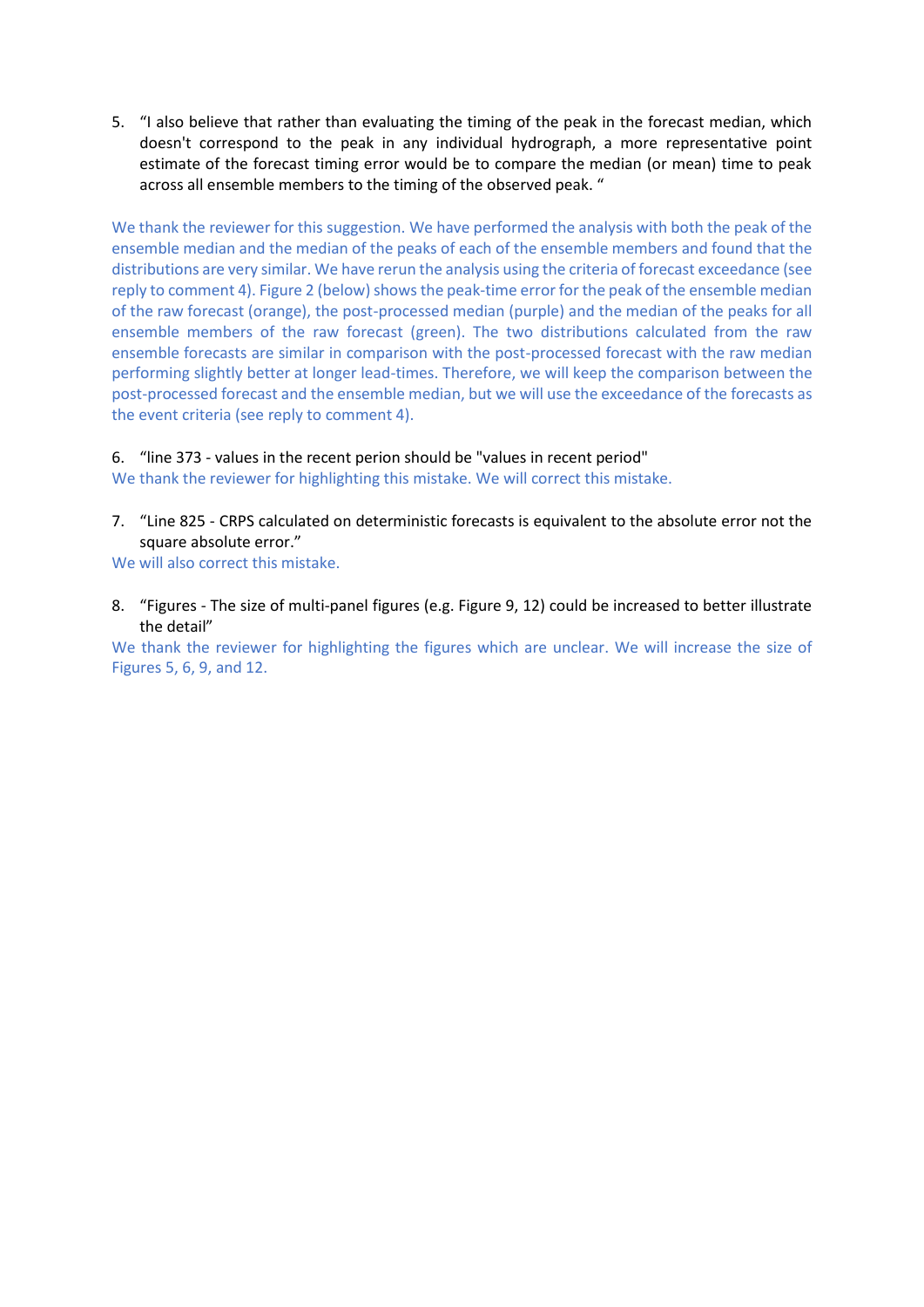5. "I also believe that rather than evaluating the timing of the peak in the forecast median, which doesn't correspond to the peak in any individual hydrograph, a more representative point estimate of the forecast timing error would be to compare the median (or mean) time to peak across all ensemble members to the timing of the observed peak. "

We thank the reviewer for this suggestion. We have performed the analysis with both the peak of the ensemble median and the median of the peaks of each of the ensemble members and found that the distributions are very similar. We have rerun the analysis using the criteria of forecast exceedance (see reply to comment 4). Figure 2 (below) shows the peak-time error for the peak of the ensemble median of the raw forecast (orange), the post-processed median (purple) and the median of the peaks for all ensemble members of the raw forecast (green). The two distributions calculated from the raw ensemble forecasts are similar in comparison with the post-processed forecast with the raw median performing slightly better at longer lead-times. Therefore, we will keep the comparison between the post-processed forecast and the ensemble median, but we will use the exceedance of the forecasts as the event criteria (see reply to comment 4).

6. "line 373 - values in the recent perion should be "values in recent period"

We thank the reviewer for highlighting this mistake. We will correct this mistake.

7. "Line 825 - CRPS calculated on deterministic forecasts is equivalent to the absolute error not the square absolute error."

We will also correct this mistake.

8. "Figures - The size of multi-panel figures (e.g. Figure 9, 12) could be increased to better illustrate the detail"

We thank the reviewer for highlighting the figures which are unclear. We will increase the size of Figures 5, 6, 9, and 12.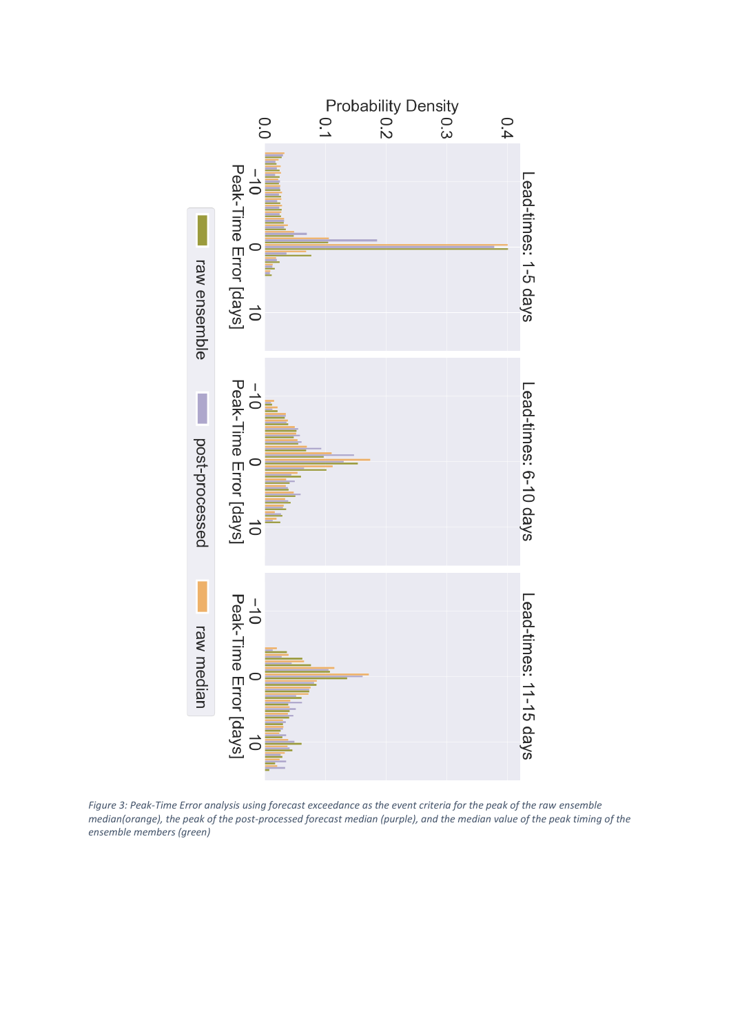Lead-times: 1-5 days

Lead-times: 6-10 days

Lead-times: 11-15 days

Probability Density

0.0
0.1
0.2
0.3
0.4

Peak-Time Error [days]

−10
0
10

raw ensemble

post-processed

raw median

*Figure 3: Peak-Time Error analysis using forecast exceedance as the event criteria for the peak of the raw ensemble median(orange), the peak of the post-processed forecast median (purple), and the median value of the peak timing of the ensemble members (green)*